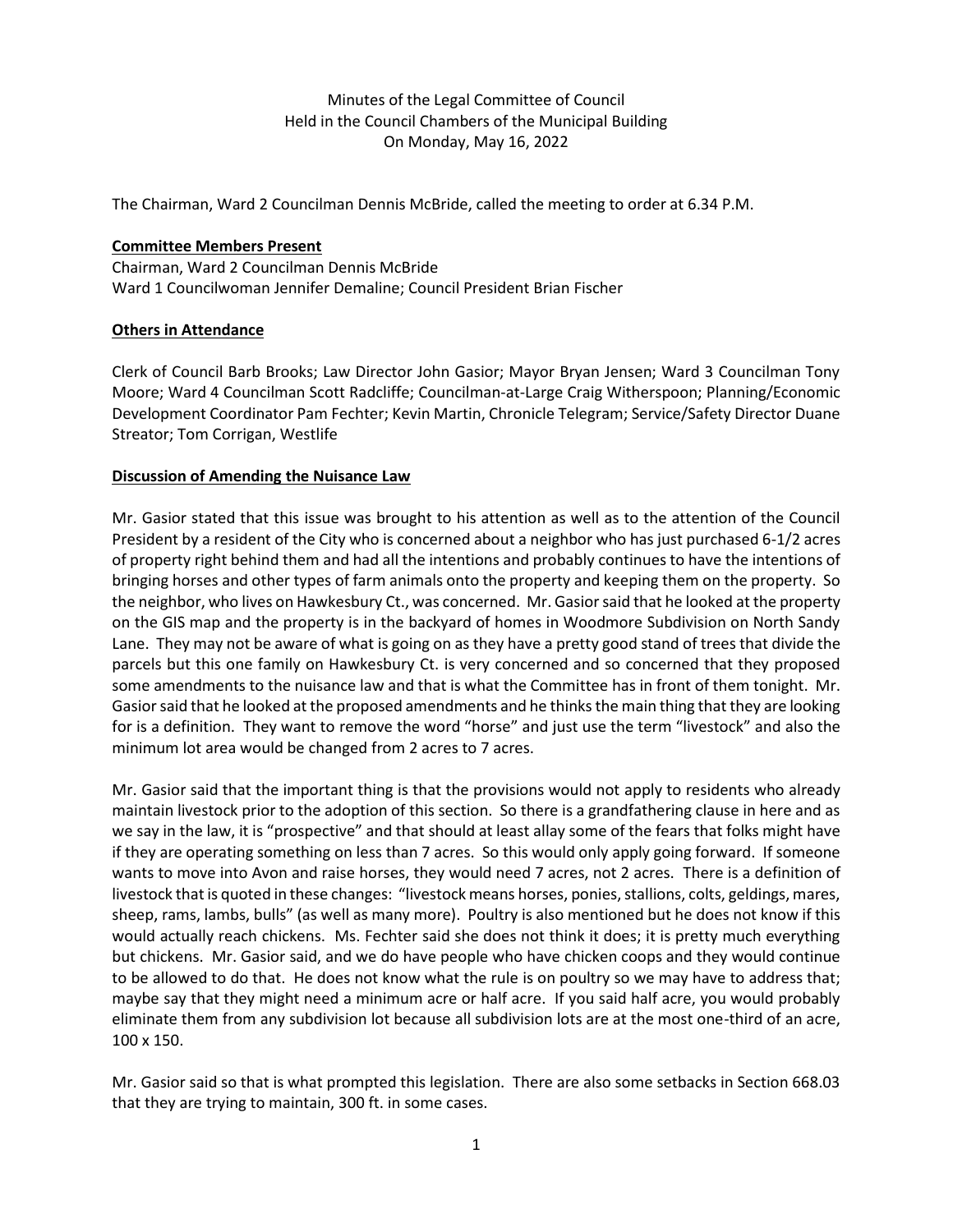Minutes of the Legal Committee of Council
Held in the Council Chambers of the Municipal Building
On Monday, May 16, 2022

The Chairman, Ward 2 Councilman Dennis McBride, called the meeting to order at 6.34 P.M.

**Committee Members Present**

Chairman, Ward 2 Councilman Dennis McBride
Ward 1 Councilwoman Jennifer Demaline; Council President Brian Fischer

**Others in Attendance**

Clerk of Council Barb Brooks; Law Director John Gasior; Mayor Bryan Jensen; Ward 3 Councilman Tony Moore; Ward 4 Councilman Scott Radcliffe; Councilman-at-Large Craig Witherspoon; Planning/Economic Development Coordinator Pam Fechter; Kevin Martin, Chronicle Telegram; Service/Safety Director Duane Streator; Tom Corrigan, Westlife

**Discussion of Amending the Nuisance Law**

Mr. Gasior stated that this issue was brought to his attention as well as to the attention of the Council President by a resident of the City who is concerned about a neighbor who has just purchased 6-1/2 acres of property right behind them and had all the intentions and probably continues to have the intentions of bringing horses and other types of farm animals onto the property and keeping them on the property. So the neighbor, who lives on Hawkesbury Ct., was concerned. Mr. Gasior said that he looked at the property on the GIS map and the property is in the backyard of homes in Woodmore Subdivision on North Sandy Lane. They may not be aware of what is going on as they have a pretty good stand of trees that divide the parcels but this one family on Hawkesbury Ct. is very concerned and so concerned that they proposed some amendments to the nuisance law and that is what the Committee has in front of them tonight. Mr. Gasior said that he looked at the proposed amendments and he thinks the main thing that they are looking for is a definition. They want to remove the word "horse" and just use the term "livestock" and also the minimum lot area would be changed from 2 acres to 7 acres.

Mr. Gasior said that the important thing is that the provisions would not apply to residents who already maintain livestock prior to the adoption of this section. So there is a grandfathering clause in here and as we say in the law, it is "prospective" and that should at least allay some of the fears that folks might have if they are operating something on less than 7 acres. So this would only apply going forward. If someone wants to move into Avon and raise horses, they would need 7 acres, not 2 acres. There is a definition of livestock that is quoted in these changes: "livestock means horses, ponies, stallions, colts, geldings, mares, sheep, rams, lambs, bulls" (as well as many more). Poultry is also mentioned but he does not know if this would actually reach chickens. Ms. Fechter said she does not think it does; it is pretty much everything but chickens. Mr. Gasior said, and we do have people who have chicken coops and they would continue to be allowed to do that. He does not know what the rule is on poultry so we may have to address that; maybe say that they might need a minimum acre or half acre. If you said half acre, you would probably eliminate them from any subdivision lot because all subdivision lots are at the most one-third of an acre, 100 x 150.

Mr. Gasior said so that is what prompted this legislation. There are also some setbacks in Section 668.03 that they are trying to maintain, 300 ft. in some cases.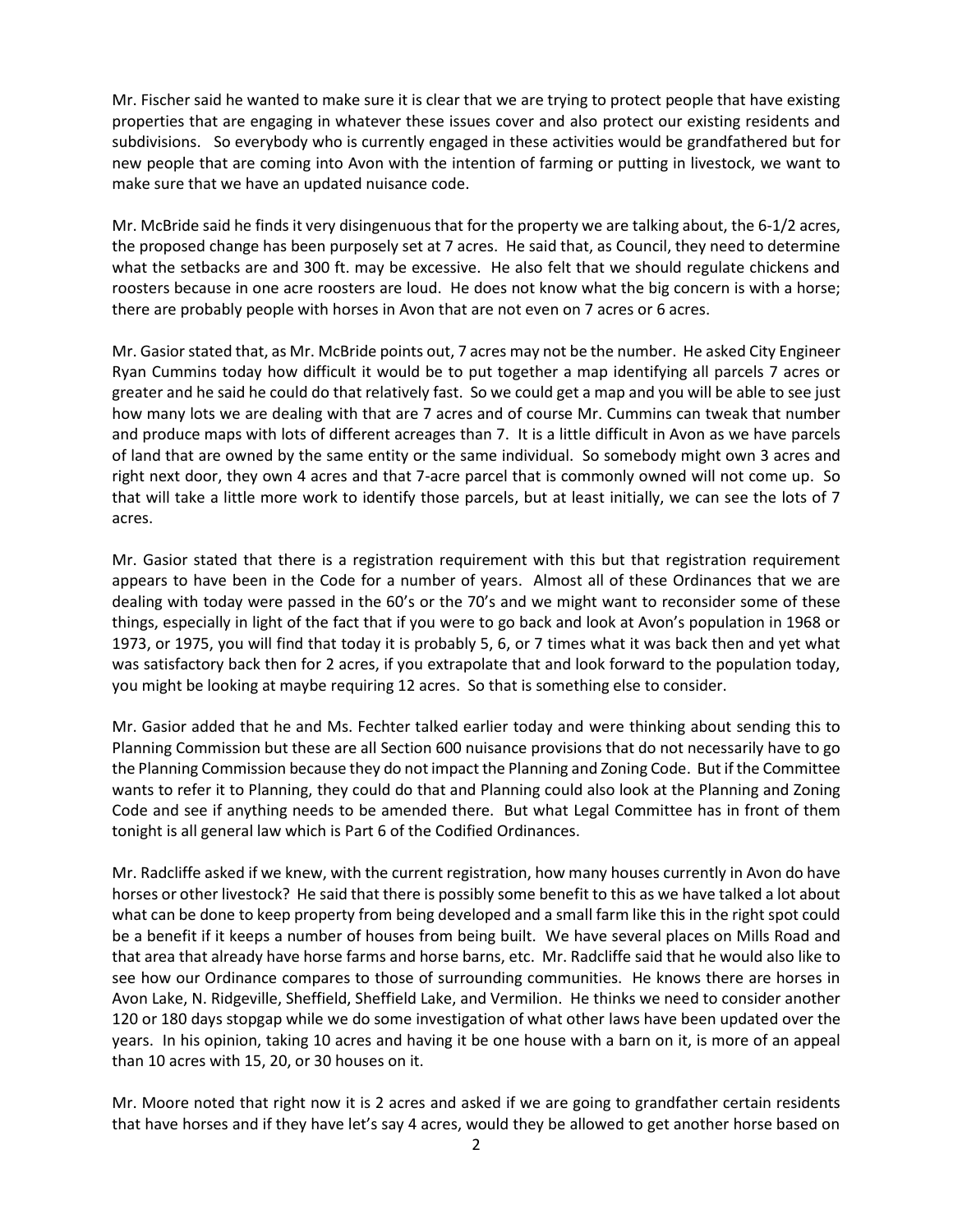Mr. Fischer said he wanted to make sure it is clear that we are trying to protect people that have existing properties that are engaging in whatever these issues cover and also protect our existing residents and subdivisions. So everybody who is currently engaged in these activities would be grandfathered but for new people that are coming into Avon with the intention of farming or putting in livestock, we want to make sure that we have an updated nuisance code.

Mr. McBride said he finds it very disingenuous that for the property we are talking about, the 6-1/2 acres, the proposed change has been purposely set at 7 acres. He said that, as Council, they need to determine what the setbacks are and 300 ft. may be excessive. He also felt that we should regulate chickens and roosters because in one acre roosters are loud. He does not know what the big concern is with a horse; there are probably people with horses in Avon that are not even on 7 acres or 6 acres.

Mr. Gasior stated that, as Mr. McBride points out, 7 acres may not be the number. He asked City Engineer Ryan Cummins today how difficult it would be to put together a map identifying all parcels 7 acres or greater and he said he could do that relatively fast. So we could get a map and you will be able to see just how many lots we are dealing with that are 7 acres and of course Mr. Cummins can tweak that number and produce maps with lots of different acreages than 7. It is a little difficult in Avon as we have parcels of land that are owned by the same entity or the same individual. So somebody might own 3 acres and right next door, they own 4 acres and that 7-acre parcel that is commonly owned will not come up. So that will take a little more work to identify those parcels, but at least initially, we can see the lots of 7 acres.

Mr. Gasior stated that there is a registration requirement with this but that registration requirement appears to have been in the Code for a number of years. Almost all of these Ordinances that we are dealing with today were passed in the 60's or the 70's and we might want to reconsider some of these things, especially in light of the fact that if you were to go back and look at Avon's population in 1968 or 1973, or 1975, you will find that today it is probably 5, 6, or 7 times what it was back then and yet what was satisfactory back then for 2 acres, if you extrapolate that and look forward to the population today, you might be looking at maybe requiring 12 acres. So that is something else to consider.

Mr. Gasior added that he and Ms. Fechter talked earlier today and were thinking about sending this to Planning Commission but these are all Section 600 nuisance provisions that do not necessarily have to go the Planning Commission because they do not impact the Planning and Zoning Code. But if the Committee wants to refer it to Planning, they could do that and Planning could also look at the Planning and Zoning Code and see if anything needs to be amended there. But what Legal Committee has in front of them tonight is all general law which is Part 6 of the Codified Ordinances.

Mr. Radcliffe asked if we knew, with the current registration, how many houses currently in Avon do have horses or other livestock? He said that there is possibly some benefit to this as we have talked a lot about what can be done to keep property from being developed and a small farm like this in the right spot could be a benefit if it keeps a number of houses from being built. We have several places on Mills Road and that area that already have horse farms and horse barns, etc. Mr. Radcliffe said that he would also like to see how our Ordinance compares to those of surrounding communities. He knows there are horses in Avon Lake, N. Ridgeville, Sheffield, Sheffield Lake, and Vermilion. He thinks we need to consider another 120 or 180 days stopgap while we do some investigation of what other laws have been updated over the years. In his opinion, taking 10 acres and having it be one house with a barn on it, is more of an appeal than 10 acres with 15, 20, or 30 houses on it.

Mr. Moore noted that right now it is 2 acres and asked if we are going to grandfather certain residents that have horses and if they have let's say 4 acres, would they be allowed to get another horse based on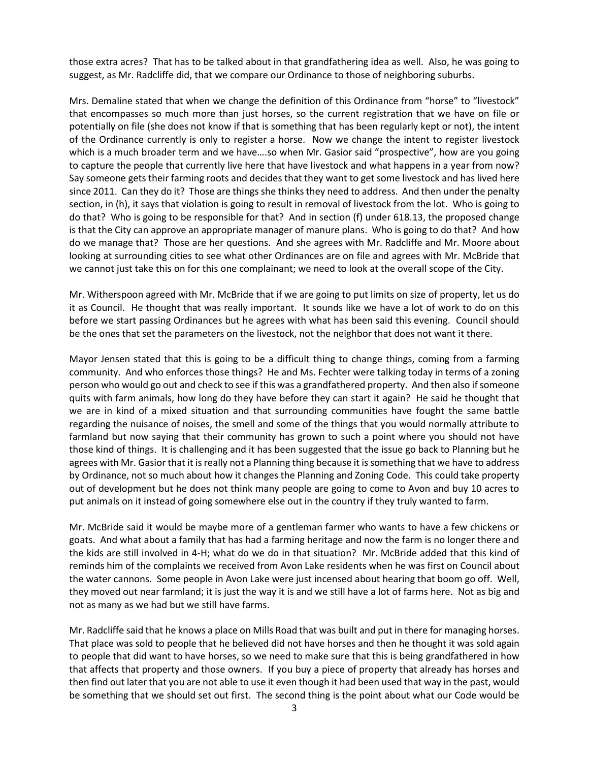those extra acres? That has to be talked about in that grandfathering idea as well. Also, he was going to suggest, as Mr. Radcliffe did, that we compare our Ordinance to those of neighboring suburbs.

Mrs. Demaline stated that when we change the definition of this Ordinance from "horse" to "livestock" that encompasses so much more than just horses, so the current registration that we have on file or potentially on file (she does not know if that is something that has been regularly kept or not), the intent of the Ordinance currently is only to register a horse. Now we change the intent to register livestock which is a much broader term and we have….so when Mr. Gasior said "prospective", how are you going to capture the people that currently live here that have livestock and what happens in a year from now? Say someone gets their farming roots and decides that they want to get some livestock and has lived here since 2011. Can they do it? Those are things she thinks they need to address. And then under the penalty section, in (h), it says that violation is going to result in removal of livestock from the lot. Who is going to do that? Who is going to be responsible for that? And in section (f) under 618.13, the proposed change is that the City can approve an appropriate manager of manure plans. Who is going to do that? And how do we manage that? Those are her questions. And she agrees with Mr. Radcliffe and Mr. Moore about looking at surrounding cities to see what other Ordinances are on file and agrees with Mr. McBride that we cannot just take this on for this one complainant; we need to look at the overall scope of the City.

Mr. Witherspoon agreed with Mr. McBride that if we are going to put limits on size of property, let us do it as Council. He thought that was really important. It sounds like we have a lot of work to do on this before we start passing Ordinances but he agrees with what has been said this evening. Council should be the ones that set the parameters on the livestock, not the neighbor that does not want it there.

Mayor Jensen stated that this is going to be a difficult thing to change things, coming from a farming community. And who enforces those things? He and Ms. Fechter were talking today in terms of a zoning person who would go out and check to see if this was a grandfathered property. And then also if someone quits with farm animals, how long do they have before they can start it again? He said he thought that we are in kind of a mixed situation and that surrounding communities have fought the same battle regarding the nuisance of noises, the smell and some of the things that you would normally attribute to farmland but now saying that their community has grown to such a point where you should not have those kind of things. It is challenging and it has been suggested that the issue go back to Planning but he agrees with Mr. Gasior that it is really not a Planning thing because it is something that we have to address by Ordinance, not so much about how it changes the Planning and Zoning Code. This could take property out of development but he does not think many people are going to come to Avon and buy 10 acres to put animals on it instead of going somewhere else out in the country if they truly wanted to farm.

Mr. McBride said it would be maybe more of a gentleman farmer who wants to have a few chickens or goats. And what about a family that has had a farming heritage and now the farm is no longer there and the kids are still involved in 4-H; what do we do in that situation? Mr. McBride added that this kind of reminds him of the complaints we received from Avon Lake residents when he was first on Council about the water cannons. Some people in Avon Lake were just incensed about hearing that boom go off. Well, they moved out near farmland; it is just the way it is and we still have a lot of farms here. Not as big and not as many as we had but we still have farms.

Mr. Radcliffe said that he knows a place on Mills Road that was built and put in there for managing horses. That place was sold to people that he believed did not have horses and then he thought it was sold again to people that did want to have horses, so we need to make sure that this is being grandfathered in how that affects that property and those owners. If you buy a piece of property that already has horses and then find out later that you are not able to use it even though it had been used that way in the past, would be something that we should set out first. The second thing is the point about what our Code would be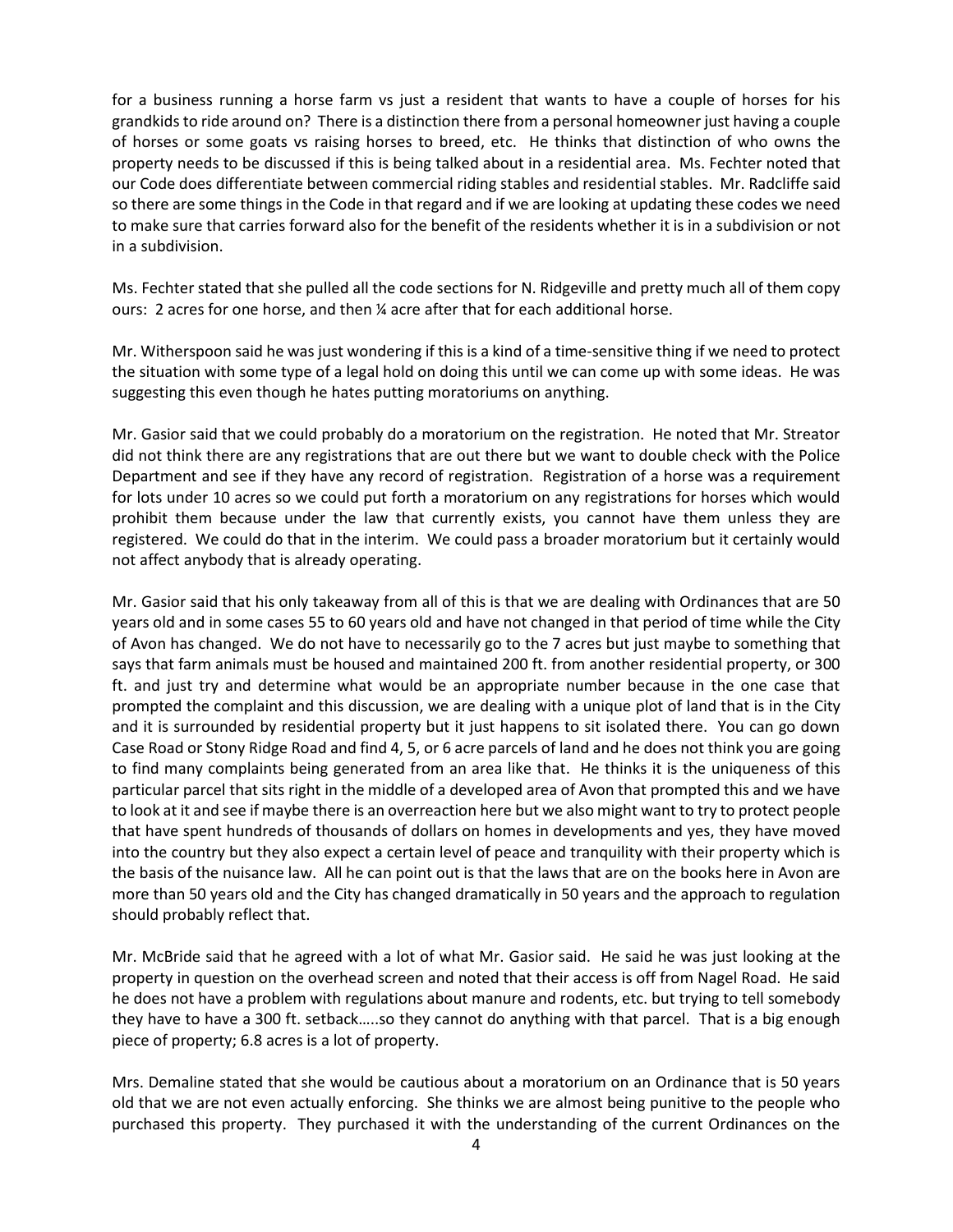for a business running a horse farm vs just a resident that wants to have a couple of horses for his grandkids to ride around on? There is a distinction there from a personal homeowner just having a couple of horses or some goats vs raising horses to breed, etc. He thinks that distinction of who owns the property needs to be discussed if this is being talked about in a residential area. Ms. Fechter noted that our Code does differentiate between commercial riding stables and residential stables. Mr. Radcliffe said so there are some things in the Code in that regard and if we are looking at updating these codes we need to make sure that carries forward also for the benefit of the residents whether it is in a subdivision or not in a subdivision.

Ms. Fechter stated that she pulled all the code sections for N. Ridgeville and pretty much all of them copy ours: 2 acres for one horse, and then ¼ acre after that for each additional horse.

Mr. Witherspoon said he was just wondering if this is a kind of a time-sensitive thing if we need to protect the situation with some type of a legal hold on doing this until we can come up with some ideas. He was suggesting this even though he hates putting moratoriums on anything.

Mr. Gasior said that we could probably do a moratorium on the registration. He noted that Mr. Streator did not think there are any registrations that are out there but we want to double check with the Police Department and see if they have any record of registration. Registration of a horse was a requirement for lots under 10 acres so we could put forth a moratorium on any registrations for horses which would prohibit them because under the law that currently exists, you cannot have them unless they are registered. We could do that in the interim. We could pass a broader moratorium but it certainly would not affect anybody that is already operating.

Mr. Gasior said that his only takeaway from all of this is that we are dealing with Ordinances that are 50 years old and in some cases 55 to 60 years old and have not changed in that period of time while the City of Avon has changed. We do not have to necessarily go to the 7 acres but just maybe to something that says that farm animals must be housed and maintained 200 ft. from another residential property, or 300 ft. and just try and determine what would be an appropriate number because in the one case that prompted the complaint and this discussion, we are dealing with a unique plot of land that is in the City and it is surrounded by residential property but it just happens to sit isolated there. You can go down Case Road or Stony Ridge Road and find 4, 5, or 6 acre parcels of land and he does not think you are going to find many complaints being generated from an area like that. He thinks it is the uniqueness of this particular parcel that sits right in the middle of a developed area of Avon that prompted this and we have to look at it and see if maybe there is an overreaction here but we also might want to try to protect people that have spent hundreds of thousands of dollars on homes in developments and yes, they have moved into the country but they also expect a certain level of peace and tranquility with their property which is the basis of the nuisance law. All he can point out is that the laws that are on the books here in Avon are more than 50 years old and the City has changed dramatically in 50 years and the approach to regulation should probably reflect that.

Mr. McBride said that he agreed with a lot of what Mr. Gasior said. He said he was just looking at the property in question on the overhead screen and noted that their access is off from Nagel Road. He said he does not have a problem with regulations about manure and rodents, etc. but trying to tell somebody they have to have a 300 ft. setback…..so they cannot do anything with that parcel. That is a big enough piece of property; 6.8 acres is a lot of property.

Mrs. Demaline stated that she would be cautious about a moratorium on an Ordinance that is 50 years old that we are not even actually enforcing. She thinks we are almost being punitive to the people who purchased this property. They purchased it with the understanding of the current Ordinances on the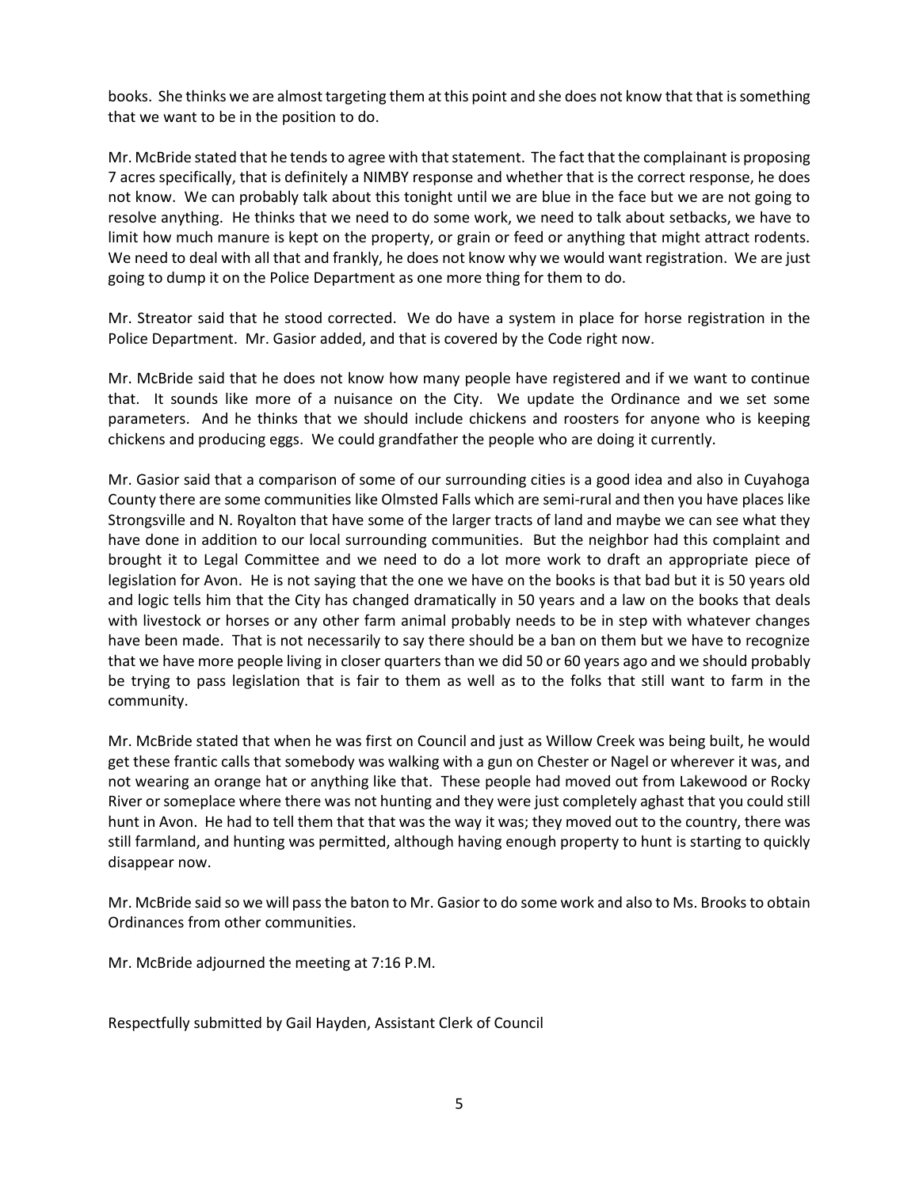books. She thinks we are almost targeting them at this point and she does not know that that is something that we want to be in the position to do.

Mr. McBride stated that he tends to agree with that statement. The fact that the complainant is proposing 7 acres specifically, that is definitely a NIMBY response and whether that is the correct response, he does not know. We can probably talk about this tonight until we are blue in the face but we are not going to resolve anything. He thinks that we need to do some work, we need to talk about setbacks, we have to limit how much manure is kept on the property, or grain or feed or anything that might attract rodents. We need to deal with all that and frankly, he does not know why we would want registration. We are just going to dump it on the Police Department as one more thing for them to do.

Mr. Streator said that he stood corrected. We do have a system in place for horse registration in the Police Department. Mr. Gasior added, and that is covered by the Code right now.

Mr. McBride said that he does not know how many people have registered and if we want to continue that. It sounds like more of a nuisance on the City. We update the Ordinance and we set some parameters. And he thinks that we should include chickens and roosters for anyone who is keeping chickens and producing eggs. We could grandfather the people who are doing it currently.

Mr. Gasior said that a comparison of some of our surrounding cities is a good idea and also in Cuyahoga County there are some communities like Olmsted Falls which are semi-rural and then you have places like Strongsville and N. Royalton that have some of the larger tracts of land and maybe we can see what they have done in addition to our local surrounding communities. But the neighbor had this complaint and brought it to Legal Committee and we need to do a lot more work to draft an appropriate piece of legislation for Avon. He is not saying that the one we have on the books is that bad but it is 50 years old and logic tells him that the City has changed dramatically in 50 years and a law on the books that deals with livestock or horses or any other farm animal probably needs to be in step with whatever changes have been made. That is not necessarily to say there should be a ban on them but we have to recognize that we have more people living in closer quarters than we did 50 or 60 years ago and we should probably be trying to pass legislation that is fair to them as well as to the folks that still want to farm in the community.

Mr. McBride stated that when he was first on Council and just as Willow Creek was being built, he would get these frantic calls that somebody was walking with a gun on Chester or Nagel or wherever it was, and not wearing an orange hat or anything like that. These people had moved out from Lakewood or Rocky River or someplace where there was not hunting and they were just completely aghast that you could still hunt in Avon. He had to tell them that that was the way it was; they moved out to the country, there was still farmland, and hunting was permitted, although having enough property to hunt is starting to quickly disappear now.

Mr. McBride said so we will pass the baton to Mr. Gasior to do some work and also to Ms. Brooks to obtain Ordinances from other communities.

Mr. McBride adjourned the meeting at 7:16 P.M.

Respectfully submitted by Gail Hayden, Assistant Clerk of Council